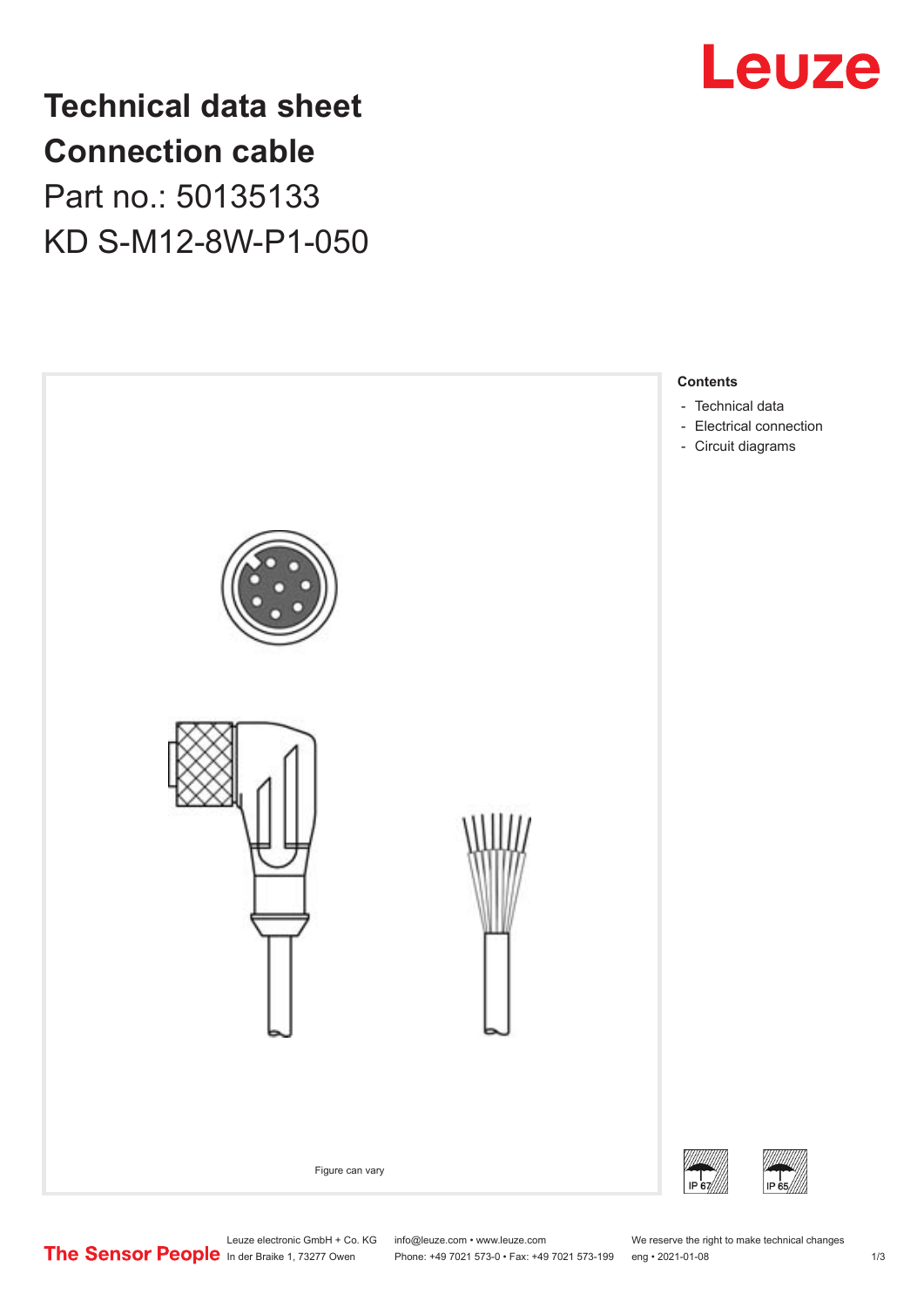# Technical data sheet
# Connection cable
Part no.: 50135133

KD S-M12-8W-P1-050

Figure can vary

**Contents**

- Technical data
- Electrical connection
- Circuit diagrams

IP 67 IP 65

Leuze electronic GmbH + Co. KG
In der Braike 1, 73277 Owen

info@leuze.com • www.leuze.com
Phone: +49 7021 573-0 • Fax: +49 7021 573-199

We reserve the right to make technical changes
eng • 2021-01-08

The Sensor People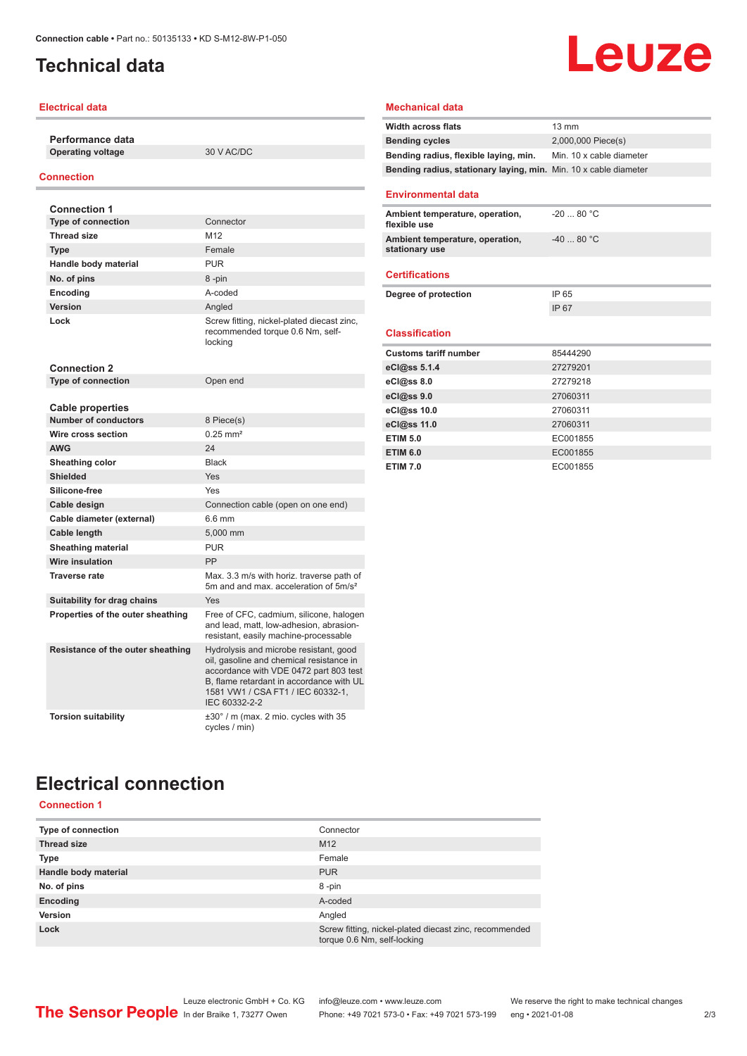# Technical data

## Electrical data

| **Performance data** | |
|---|---|
| **Operating voltage** | 30 V AC/DC |

## Connection

| **Connection 1** | |
|---|---|
| **Type of connection** | Connector |
| **Thread size** | M12 |
| **Type** | Female |
| **Handle body material** | PUR |
| **No. of pins** | 8 -pin |
| **Encoding** | A-coded |
| **Version** | Angled |
| **Lock** | Screw fitting, nickel-plated diecast zinc, recommended torque 0.6 Nm, self-locking |

| **Connection 2** | |
|---|---|
| **Type of connection** | Open end |

| **Cable properties** | |
|---|---|
| **Number of conductors** | 8 Piece(s) |
| **Wire cross section** | 0.25 mm² |
| **AWG** | 24 |
| **Sheathing color** | Black |
| **Shielded** | Yes |
| **Silicone-free** | Yes |
| **Cable design** | Connection cable (open on one end) |
| **Cable diameter (external)** | 6.6 mm |
| **Cable length** | 5,000 mm |
| **Sheathing material** | PUR |
| **Wire insulation** | PP |
| **Traverse rate** | Max. 3.3 m/s with horiz. traverse path of 5m and and max. acceleration of 5m/s² |
| **Suitability for drag chains** | Yes |
| **Properties of the outer sheathing** | Free of CFC, cadmium, silicone, halogen and lead, matt, low-adhesion, abrasion-resistant, easily machine-processable |
| **Resistance of the outer sheathing** | Hydrolysis and microbe resistant, good oil, gasoline and chemical resistance in accordance with VDE 0472 part 803 test B, flame retardant in accordance with UL 1581 VW1 / CSA FT1 / IEC 60332-1, IEC 60332-2-2 |
| **Torsion suitability** | ±30° / m (max. 2 mio. cycles with 35 cycles / min) |

## Mechanical data

| | |
|---|---|
| **Width across flats** | 13 mm |
| **Bending cycles** | 2,000,000 Piece(s) |
| **Bending radius, flexible laying, min.** | Min. 10 x cable diameter |
| **Bending radius, stationary laying, min.** | Min. 10 x cable diameter |

## Environmental data

| | |
|---|---|
| **Ambient temperature, operation, flexible use** | -20 ... 80 °C |
| **Ambient temperature, operation, stationary use** | -40 ... 80 °C |

## Certifications

| | |
|---|---|
| **Degree of protection** | IP 65 |
| | IP 67 |

## Classification

| | |
|---|---|
| **Customs tariff number** | 85444290 |
| **eCl@ss 5.1.4** | 27279201 |
| **eCl@ss 8.0** | 27279218 |
| **eCl@ss 9.0** | 27060311 |
| **eCl@ss 10.0** | 27060311 |
| **eCl@ss 11.0** | 27060311 |
| **ETIM 5.0** | EC001855 |
| **ETIM 6.0** | EC001855 |
| **ETIM 7.0** | EC001855 |

# Electrical connection

## Connection 1

| | |
|---|---|
| **Type of connection** | Connector |
| **Thread size** | M12 |
| **Type** | Female |
| **Handle body material** | PUR |
| **No. of pins** | 8 -pin |
| **Encoding** | A-coded |
| **Version** | Angled |
| **Lock** | Screw fitting, nickel-plated diecast zinc, recommended torque 0.6 Nm, self-locking |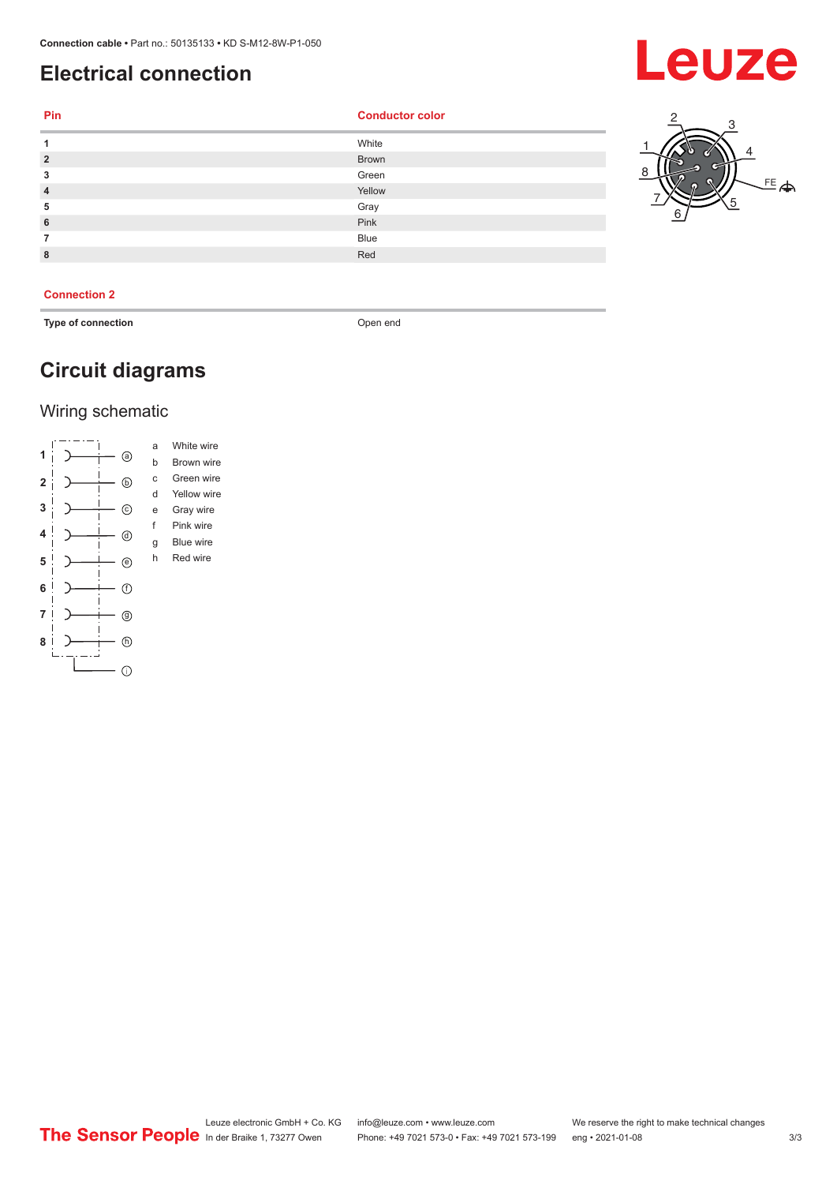# Electrical connection

| Pin | Conductor color |
|---|---|
| 1 | White |
| 2 | Brown |
| 3 | Green |
| 4 | Yellow |
| 5 | Gray |
| 6 | Pink |
| 7 | Blue |
| 8 | Red |

1
2
3
4
5
6
7
8
FE

**Connection 2**

| | |
|---|---|
| Type of connection | Open end |

# Circuit diagrams

## Wiring schematic

1 2 3 4 5 6 7 8

a b c d e f g h i

| | |
|---|---|
| a | White wire |
| b | Brown wire |
| c | Green wire |
| d | Yellow wire |
| e | Gray wire |
| f | Pink wire |
| g | Blue wire |
| h | Red wire |